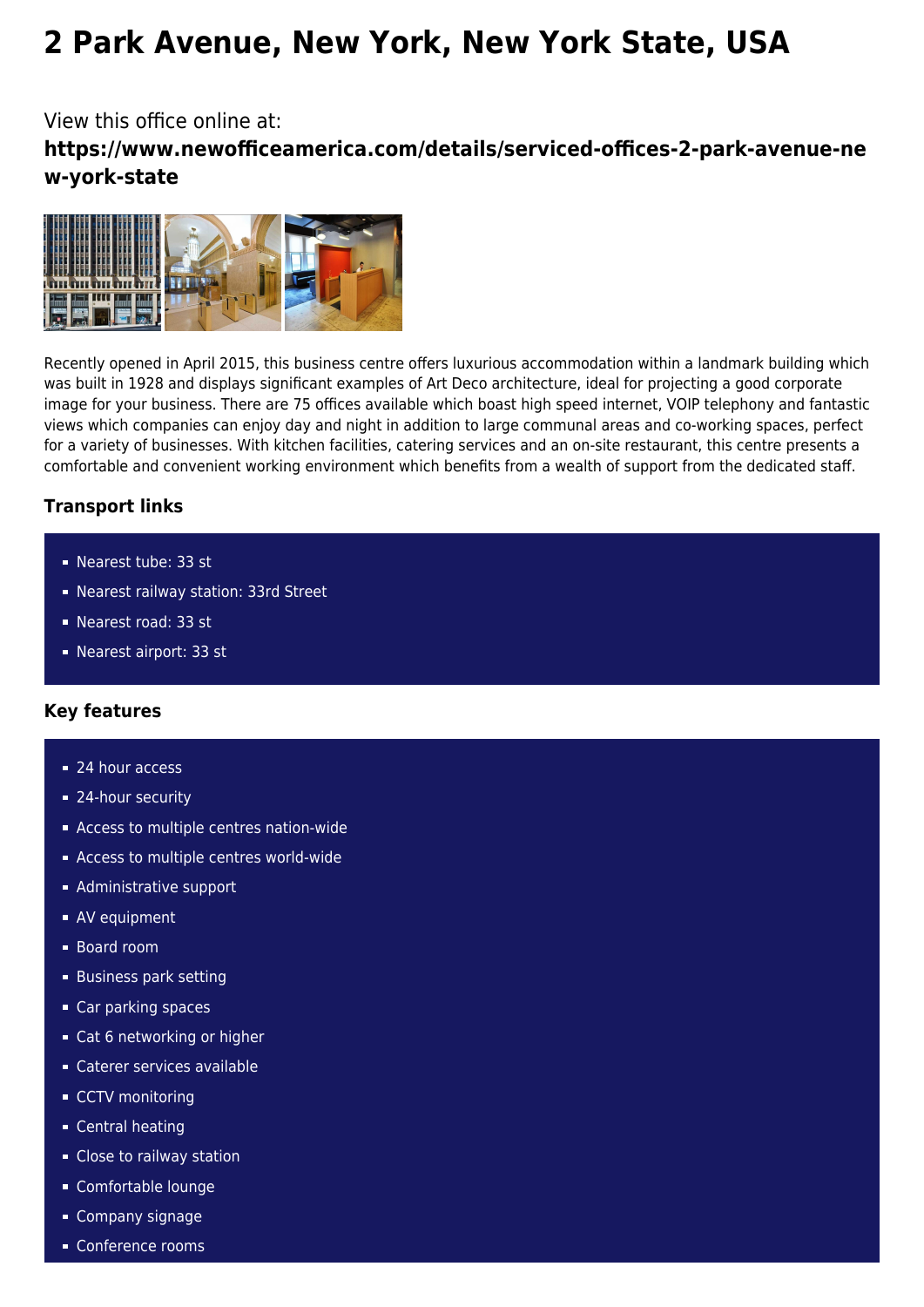# 2 Park Avenue, New York, New York State, USA

View this office online at:

**https://www.newofficeamerica.com/details/serviced-offices-2-park-avenue-new-york-state**

Recently opened in April 2015, this business centre offers luxurious accommodation within a landmark building which was built in 1928 and displays significant examples of Art Deco architecture, ideal for projecting a good corporate image for your business. There are 75 offices available which boast high speed internet, VOIP telephony and fantastic views which companies can enjoy day and night in addition to large communal areas and co-working spaces, perfect for a variety of businesses. With kitchen facilities, catering services and an on-site restaurant, this centre presents a comfortable and convenient working environment which benefits from a wealth of support from the dedicated staff.

### Transport links

- Nearest tube: 33 st
- Nearest railway station: 33rd Street
- Nearest road: 33 st
- Nearest airport: 33 st

### Key features

- 24 hour access
- 24-hour security
- Access to multiple centres nation-wide
- Access to multiple centres world-wide
- Administrative support
- AV equipment
- Board room
- Business park setting
- Car parking spaces
- Cat 6 networking or higher
- Caterer services available
- CCTV monitoring
- Central heating
- Close to railway station
- Comfortable lounge
- Company signage
- Conference rooms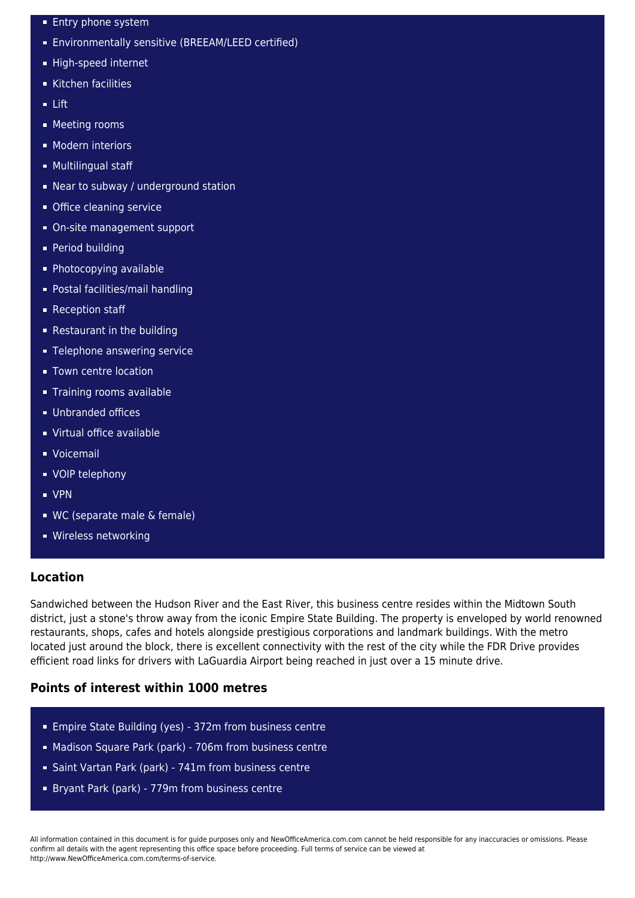- Entry phone system
- Environmentally sensitive (BREEAM/LEED certified)
- High-speed internet
- Kitchen facilities
- Lift
- Meeting rooms
- Modern interiors
- Multilingual staff
- Near to subway / underground station
- Office cleaning service
- On-site management support
- Period building
- Photocopying available
- Postal facilities/mail handling
- Reception staff
- Restaurant in the building
- Telephone answering service
- Town centre location
- Training rooms available
- Unbranded offices
- Virtual office available
- Voicemail
- VOIP telephony
- VPN
- WC (separate male & female)
- Wireless networking

## Location

Sandwiched between the Hudson River and the East River, this business centre resides within the Midtown South district, just a stone's throw away from the iconic Empire State Building. The property is enveloped by world renowned restaurants, shops, cafes and hotels alongside prestigious corporations and landmark buildings. With the metro located just around the block, there is excellent connectivity with the rest of the city while the FDR Drive provides efficient road links for drivers with LaGuardia Airport being reached in just over a 15 minute drive.

## Points of interest within 1000 metres

- Empire State Building (yes) - 372m from business centre
- Madison Square Park (park) - 706m from business centre
- Saint Vartan Park (park) - 741m from business centre
- Bryant Park (park) - 779m from business centre

All information contained in this document is for guide purposes only and NewOfficeAmerica.com.com cannot be held responsible for any inaccuracies or omissions. Please confirm all details with the agent representing this office space before proceeding. Full terms of service can be viewed at http://www.NewOfficeAmerica.com.com/terms-of-service.